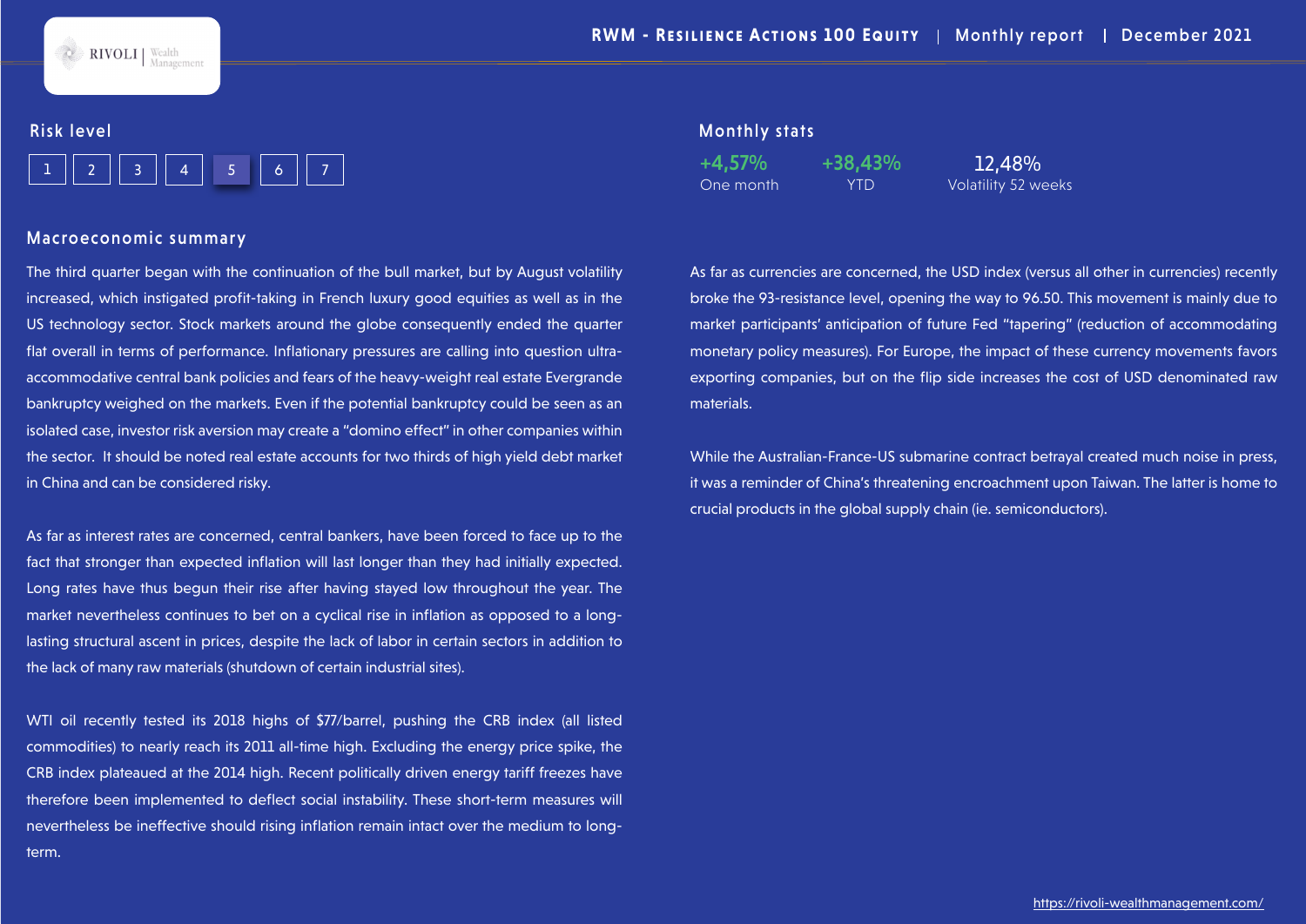# RWM - Resilience Actions 100 Equity | Monthly report | December 2021

## Risk level

| 1 | 2 | 3 | 4 | **5** | 6 | 7 |
|---|---|---|---|---|---|---|

## Monthly stats

| +4,57% | +38,43% | 12,48% |
|---|---|---|
| One month | YTD | Volatility 52 weeks |

## Macroeconomic summary

The third quarter began with the continuation of the bull market, but by August volatility increased, which instigated profit-taking in French luxury good equities as well as in the US technology sector. Stock markets around the globe consequently ended the quarter flat overall in terms of performance. Inflationary pressures are calling into question ultra-accommodative central bank policies and fears of the heavy-weight real estate Evergrande bankruptcy weighed on the markets. Even if the potential bankruptcy could be seen as an isolated case, investor risk aversion may create a "domino effect" in other companies within the sector. It should be noted real estate accounts for two thirds of high yield debt market in China and can be considered risky.

As far as interest rates are concerned, central bankers, have been forced to face up to the fact that stronger than expected inflation will last longer than they had initially expected. Long rates have thus begun their rise after having stayed low throughout the year. The market nevertheless continues to bet on a cyclical rise in inflation as opposed to a long-lasting structural ascent in prices, despite the lack of labor in certain sectors in addition to the lack of many raw materials (shutdown of certain industrial sites).

WTI oil recently tested its 2018 highs of $77/barrel, pushing the CRB index (all listed commodities) to nearly reach its 2011 all-time high. Excluding the energy price spike, the CRB index plateaued at the 2014 high. Recent politically driven energy tariff freezes have therefore been implemented to deflect social instability. These short-term measures will nevertheless be ineffective should rising inflation remain intact over the medium to long-term.

As far as currencies are concerned, the USD index (versus all other in currencies) recently broke the 93-resistance level, opening the way to 96.50. This movement is mainly due to market participants' anticipation of future Fed "tapering" (reduction of accommodating monetary policy measures). For Europe, the impact of these currency movements favors exporting companies, but on the flip side increases the cost of USD denominated raw materials.

While the Australian-France-US submarine contract betrayal created much noise in press, it was a reminder of China's threatening encroachment upon Taiwan. The latter is home to crucial products in the global supply chain (ie. semiconductors).

https://rivoli-wealthmanagement.com/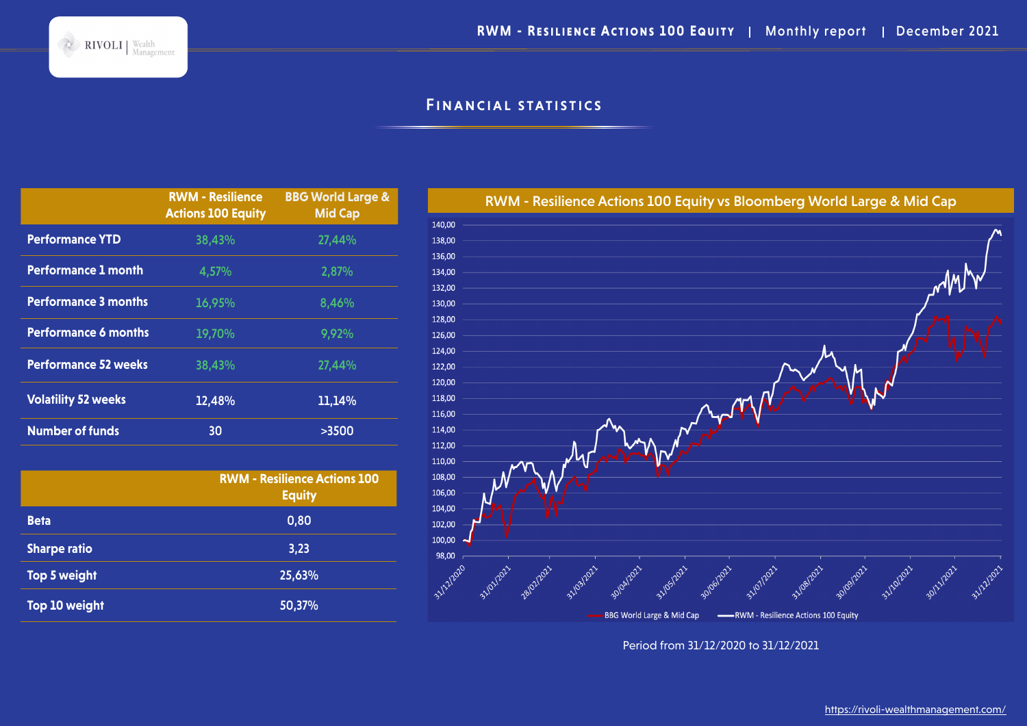## Financial statistics

| | RWM - Resilience Actions 100 Equity | BBG World Large & Mid Cap |
|---|---|---|
| **Performance YTD** | 38,43% | 27,44% |
| **Performance 1 month** | 4,57% | 2,87% |
| **Performance 3 months** | 16,95% | 8,46% |
| **Performance 6 months** | 19,70% | 9,92% |
| **Performance 52 weeks** | 38,43% | 27,44% |
| **Volatility 52 weeks** | 12,48% | 11,14% |
| **Number of funds** | 30 | >3500 |

| | RWM - Resilience Actions 100 Equity |
|---|---|
| **Beta** | 0,80 |
| **Sharpe ratio** | 3,23 |
| **Top 5 weight** | 25,63% |
| **Top 10 weight** | 50,37% |

**RWM - Resilience Actions 100 Equity vs Bloomberg World Large & Mid Cap**

Period from 31/12/2020 to 31/12/2021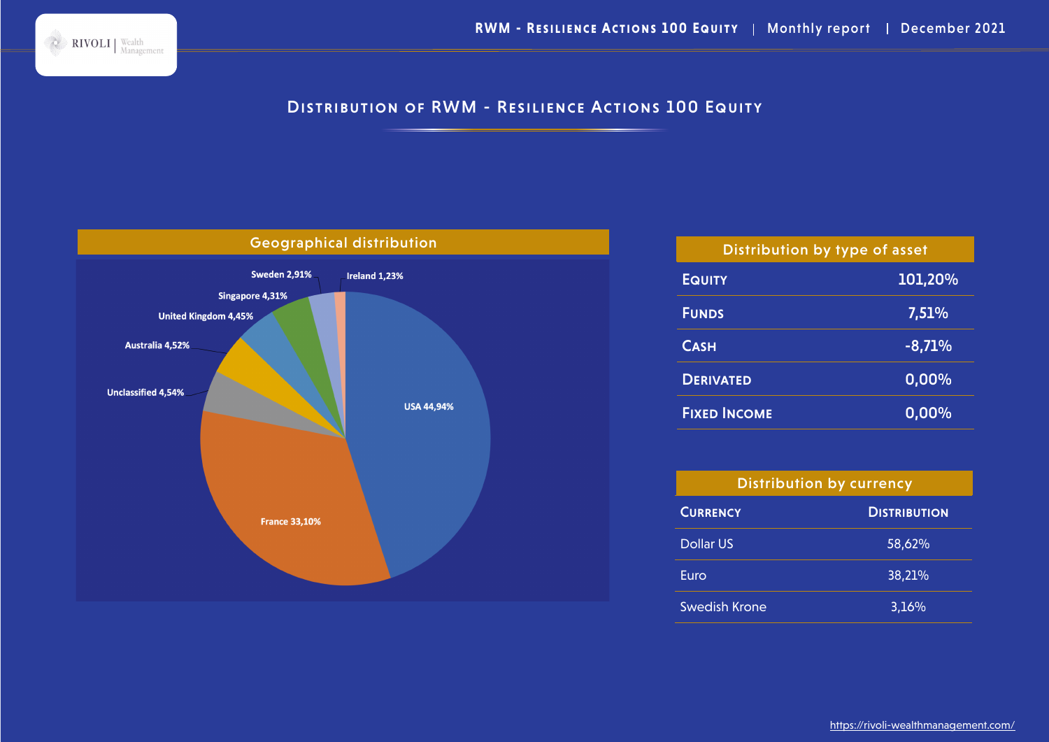# Distribution of RWM - Resilience Actions 100 Equity

## Geographical distribution

- USA 44,94%
- France 33,10%
- Unclassified 4,54%
- Australia 4,52%
- United Kingdom 4,45%
- Singapore 4,31%
- Sweden 2,91%
- Ireland 1,23%

## Distribution by type of asset

| | |
|---|---|
| Equity | 101,20% |
| Funds | 7,51% |
| Cash | -8,71% |
| Derivated | 0,00% |
| Fixed Income | 0,00% |

## Distribution by currency

| Currency | Distribution |
|---|---|
| Dollar US | 58,62% |
| Euro | 38,21% |
| Swedish Krone | 3,16% |

https://rivoli-wealthmanagement.com/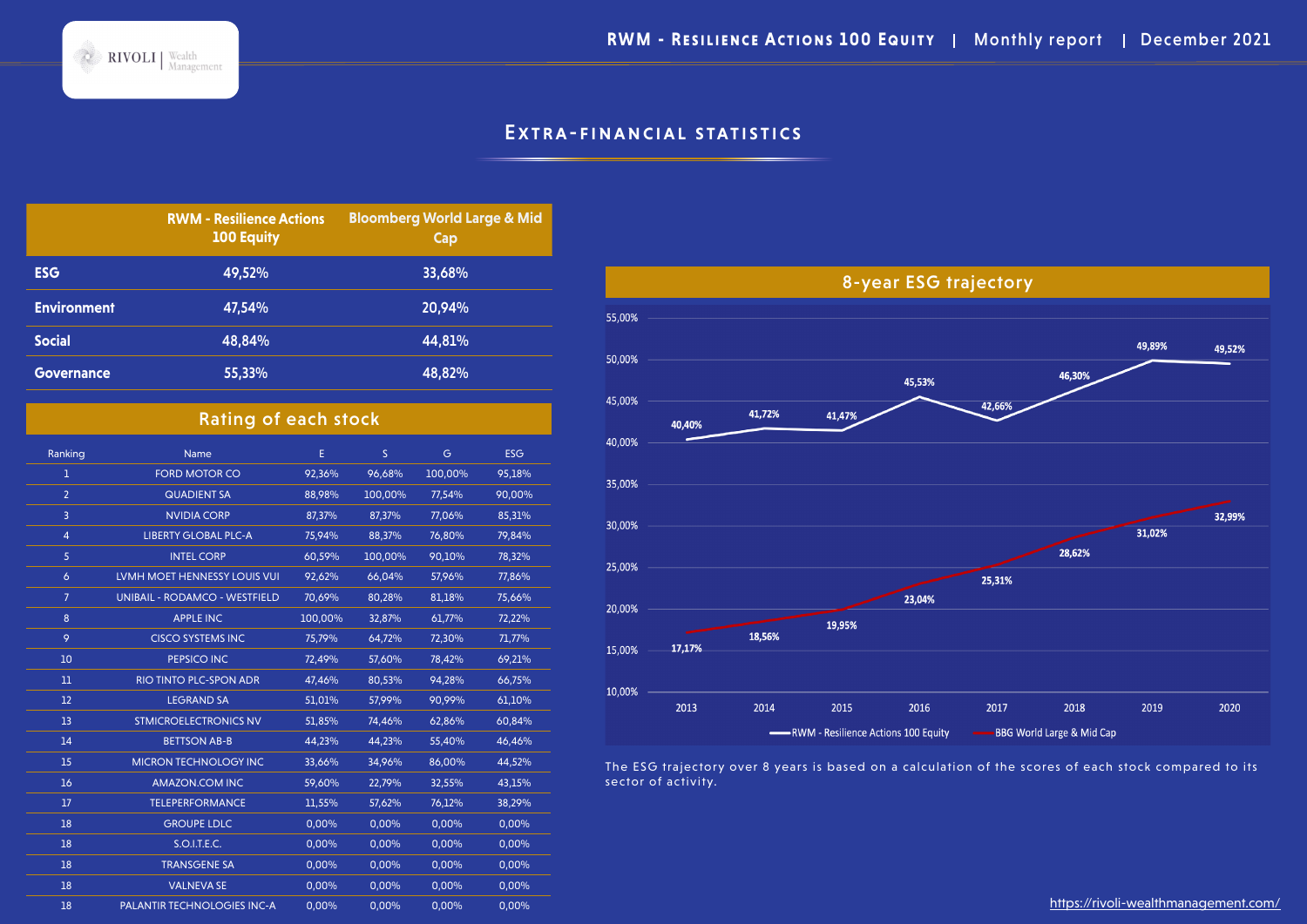# Extra-financial statistics

| | RWM - Resilience Actions 100 Equity | Bloomberg World Large & Mid Cap |
|---|---|---|
| ESG | 49,52% | 33,68% |
| Environment | 47,54% | 20,94% |
| Social | 48,84% | 44,81% |
| Governance | 55,33% | 48,82% |

## Rating of each stock

| Ranking | Name | E | S | G | ESG |
|---|---|---|---|---|---|
| 1 | FORD MOTOR CO | 92,36% | 96,68% | 100,00% | 95,18% |
| 2 | QUADIENT SA | 88,98% | 100,00% | 77,54% | 90,00% |
| 3 | NVIDIA CORP | 87,37% | 87,37% | 77,06% | 85,31% |
| 4 | LIBERTY GLOBAL PLC-A | 75,94% | 88,37% | 76,80% | 79,84% |
| 5 | INTEL CORP | 60,59% | 100,00% | 90,10% | 78,32% |
| 6 | LVMH MOET HENNESSY LOUIS VUI | 92,62% | 66,04% | 57,96% | 77,86% |
| 7 | UNIBAIL - RODAMCO - WESTFIELD | 70,69% | 80,28% | 81,18% | 75,66% |
| 8 | APPLE INC | 100,00% | 32,87% | 61,77% | 72,22% |
| 9 | CISCO SYSTEMS INC | 75,79% | 64,72% | 72,30% | 71,77% |
| 10 | PEPSICO INC | 72,49% | 57,60% | 78,42% | 69,21% |
| 11 | RIO TINTO PLC-SPON ADR | 47,46% | 80,53% | 94,28% | 66,75% |
| 12 | LEGRAND SA | 51,01% | 57,99% | 90,99% | 61,10% |
| 13 | STMICROELECTRONICS NV | 51,85% | 74,46% | 62,86% | 60,84% |
| 14 | BETTSON AB-B | 44,23% | 44,23% | 55,40% | 46,46% |
| 15 | MICRON TECHNOLOGY INC | 33,66% | 34,96% | 86,00% | 44,52% |
| 16 | AMAZON.COM INC | 59,60% | 22,79% | 32,55% | 43,15% |
| 17 | TELEPERFORMANCE | 11,55% | 57,62% | 76,12% | 38,29% |
| 18 | GROUPE LDLC | 0,00% | 0,00% | 0,00% | 0,00% |
| 18 | S.O.I.T.E.C. | 0,00% | 0,00% | 0,00% | 0,00% |
| 18 | TRANSGENE SA | 0,00% | 0,00% | 0,00% | 0,00% |
| 18 | VALNEVA SE | 0,00% | 0,00% | 0,00% | 0,00% |
| 18 | PALANTIR TECHNOLOGIES INC-A | 0,00% | 0,00% | 0,00% | 0,00% |

## 8-year ESG trajectory

| Year | RWM - Resilience Actions 100 Equity | BBG World Large & Mid Cap |
|---|---|---|
| 2013 | 40,40% | 17,17% |
| 2014 | 41,72% | 18,56% |
| 2015 | 41,47% | 19,95% |
| 2016 | 45,53% | 23,04% |
| 2017 | 42,66% | 25,31% |
| 2018 | 46,30% | 28,62% |
| 2019 | 49,89% | 31,02% |
| 2020 | 49,52% | 32,99% |

The ESG trajectory over 8 years is based on a calculation of the scores of each stock compared to its sector of activity.

https://rivoli-wealthmanagement.com/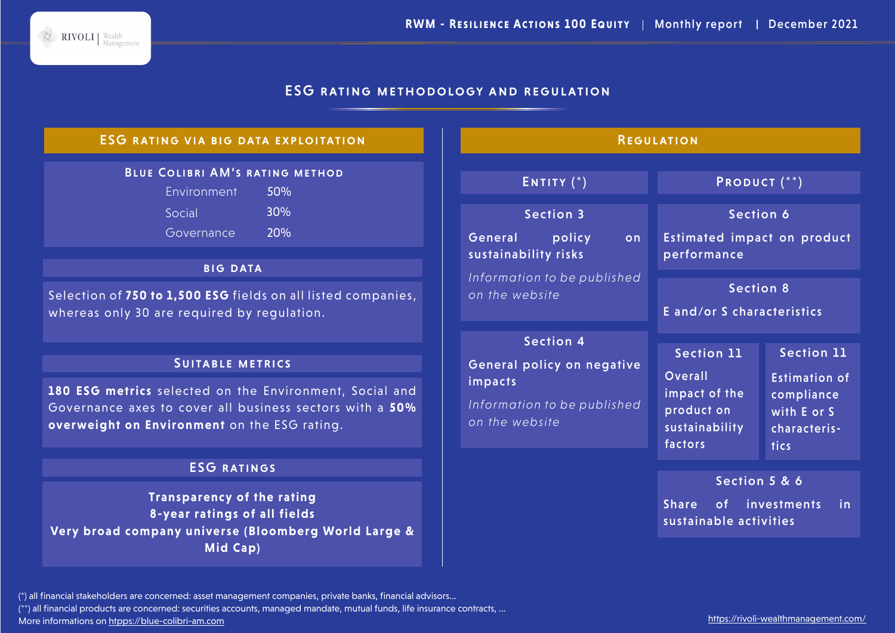# ESG rating methodology and regulation

## ESG rating via big data exploitation

### Blue Colibri AM's rating method

| | |
|---|---|
| Environment | 50% |
| Social | 30% |
| Governance | 20% |

### Big data

Selection of **750 to 1,500 ESG** fields on all listed companies, whereas only 30 are required by regulation.

### Suitable metrics

**180 ESG metrics** selected on the Environment, Social and Governance axes to cover all business sectors with a **50% overweight on Environment** on the ESG rating.

### ESG ratings

**Transparency of the rating**
**8-year ratings of all fields**
**Very broad company universe (Bloomberg World Large & Mid Cap)**

## Regulation

### Entity (*)

**Section 3**

General policy on sustainability risks

*Information to be published on the website*

**Section 4**

General policy on negative impacts

*Information to be published on the website*

### Product (**)

**Section 6**

Estimated impact on product performance

**Section 8**

E and/or S characteristics

**Section 11**

Overall impact of the product on sustainability factors

**Section 11**

Estimation of compliance with E or S characteristics

**Section 5 & 6**

Share of investments in sustainable activities

(*) all financial stakeholders are concerned: asset management companies, private banks, financial advisors...
(**) all financial products are concerned: securities accounts, managed mandate, mutual funds, life insurance contracts, ...
More informations on https://blue-colibri-am.com

https://rivoli-wealthmanagement.com/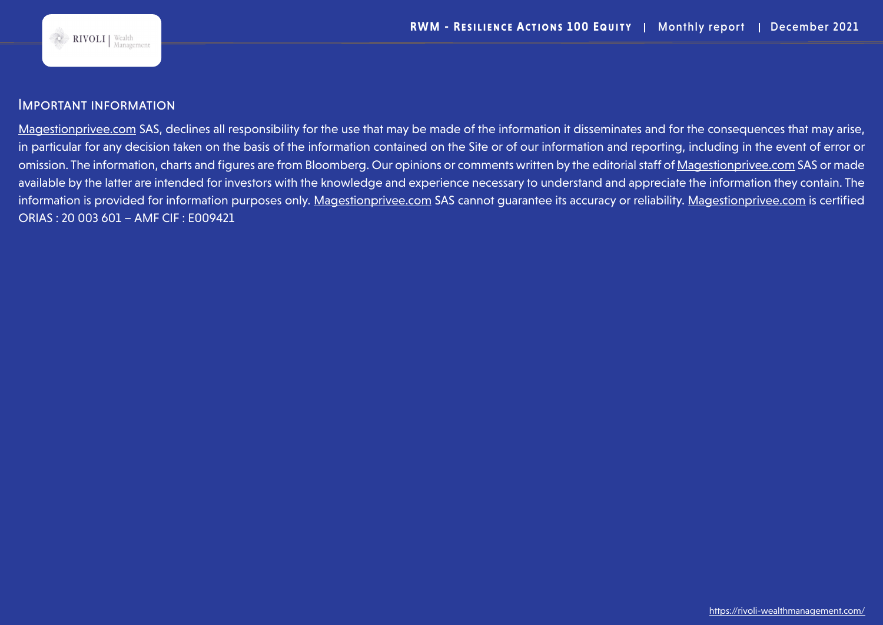## Important information

Magestionprivee.com SAS, declines all responsibility for the use that may be made of the information it disseminates and for the consequences that may arise, in particular for any decision taken on the basis of the information contained on the Site or of our information and reporting, including in the event of error or omission. The information, charts and figures are from Bloomberg. Our opinions or comments written by the editorial staff of Magestionprivee.com SAS or made available by the latter are intended for investors with the knowledge and experience necessary to understand and appreciate the information they contain. The information is provided for information purposes only. Magestionprivee.com SAS cannot guarantee its accuracy or reliability. Magestionprivee.com is certified ORIAS : 20 003 601 – AMF CIF : E009421